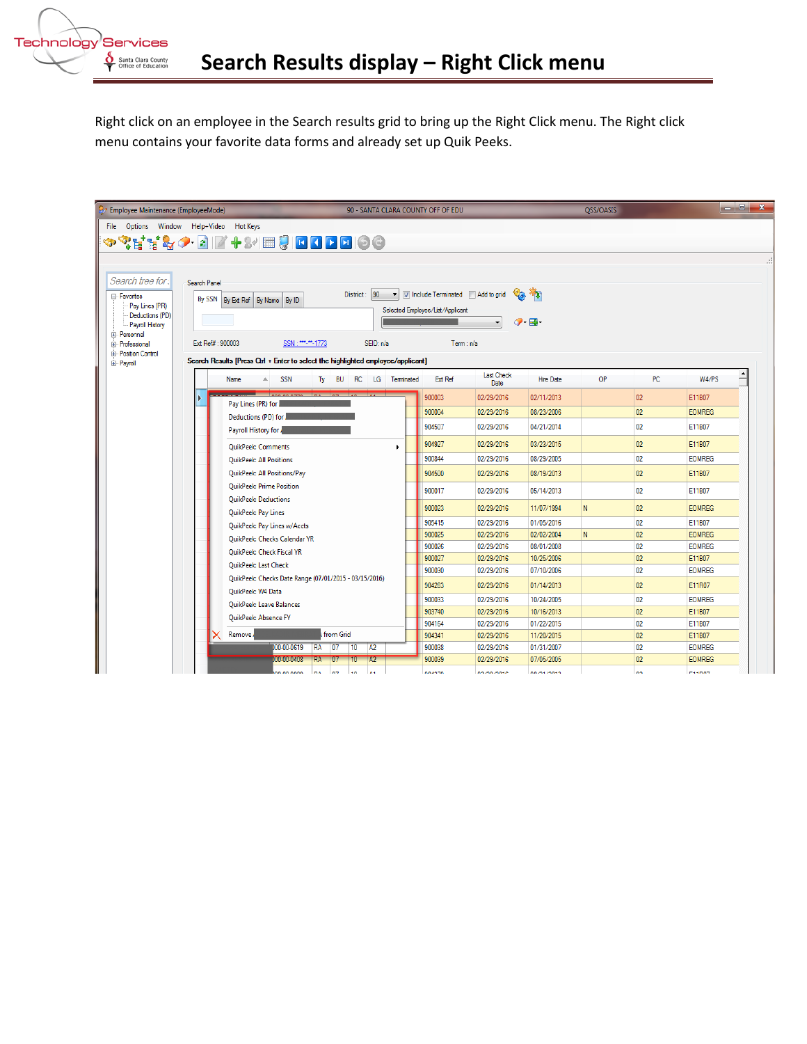# Search Results display – Right Click menu

Right click on an employee in the Search results grid to bring up the Right Click menu. The Right click menu contains your favorite data forms and already set up Quik Peeks.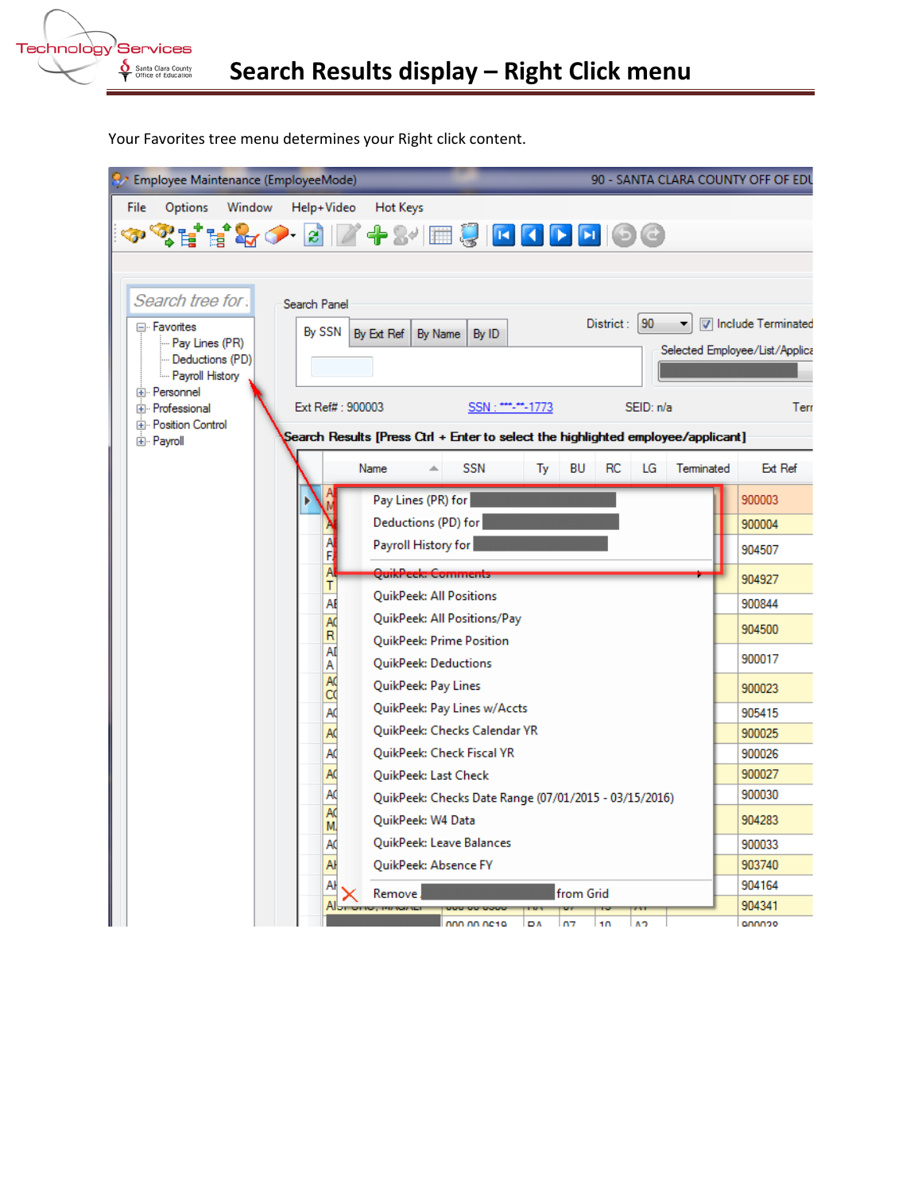# Search Results display – Right Click menu

Your Favorites tree menu determines your Right click content.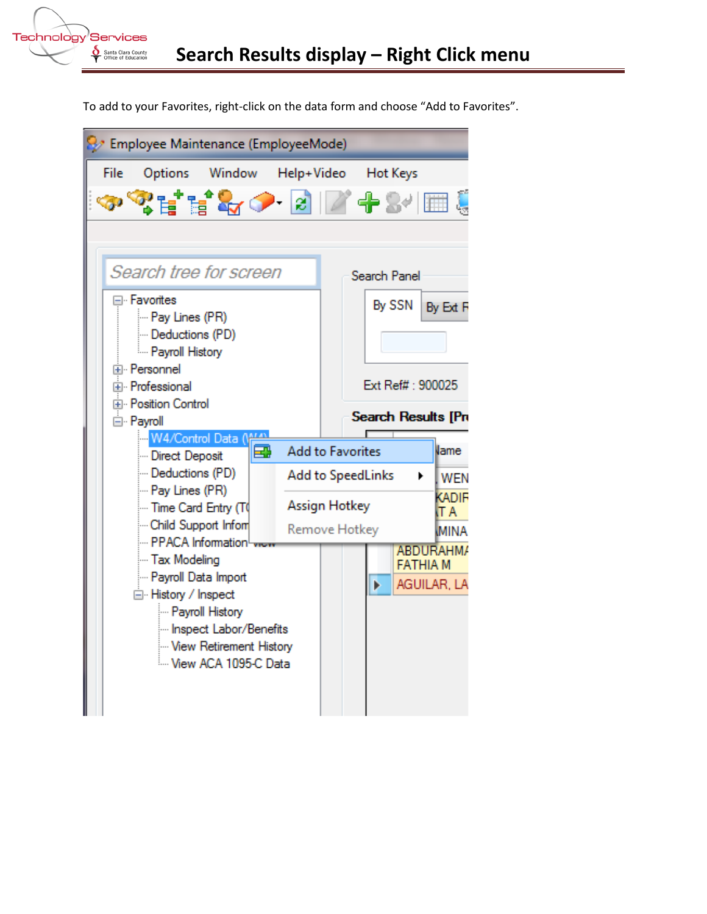# Search Results display – Right Click menu

To add to your Favorites, right-click on the data form and choose "Add to Favorites".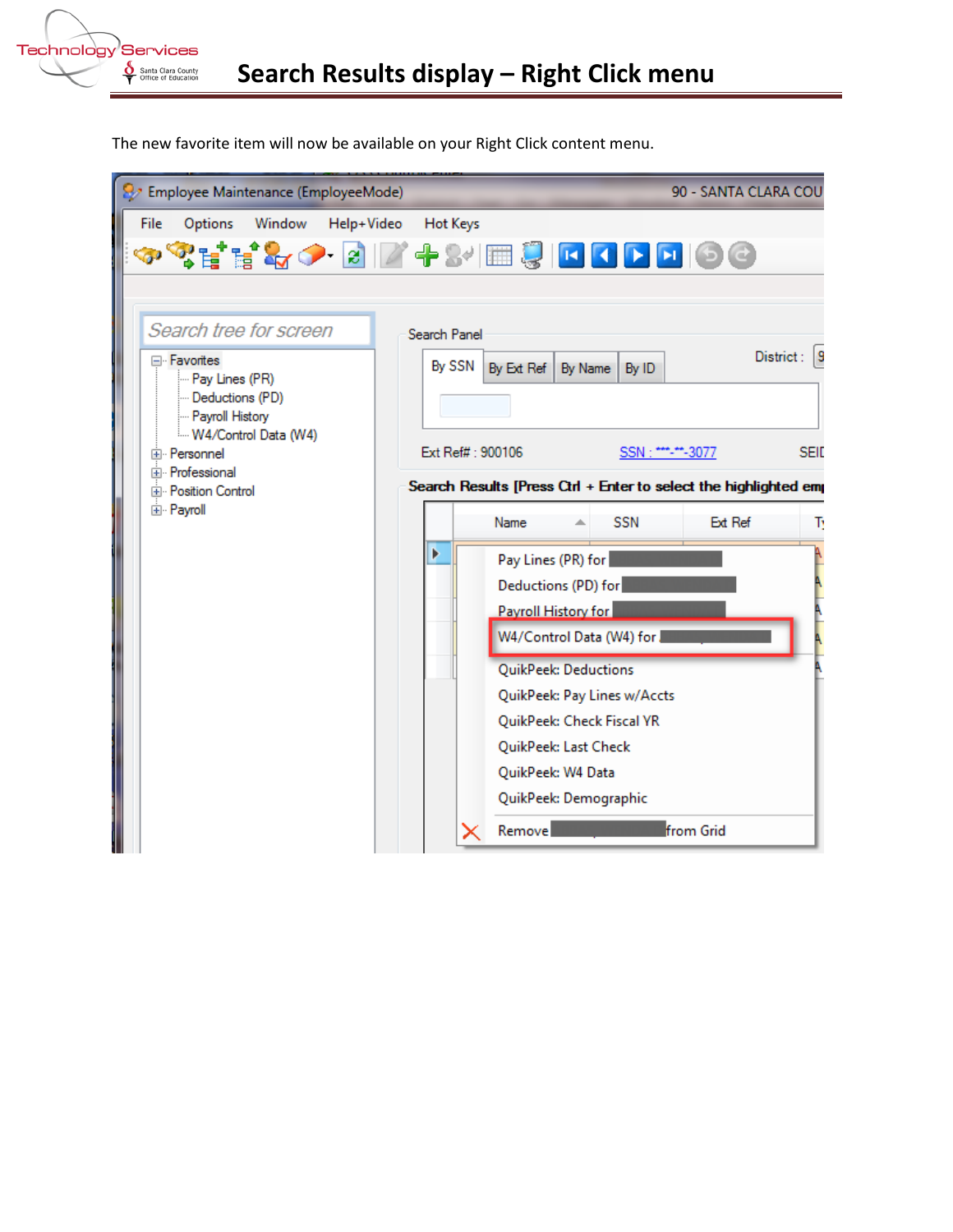# Search Results display – Right Click menu

The new favorite item will now be available on your Right Click content menu.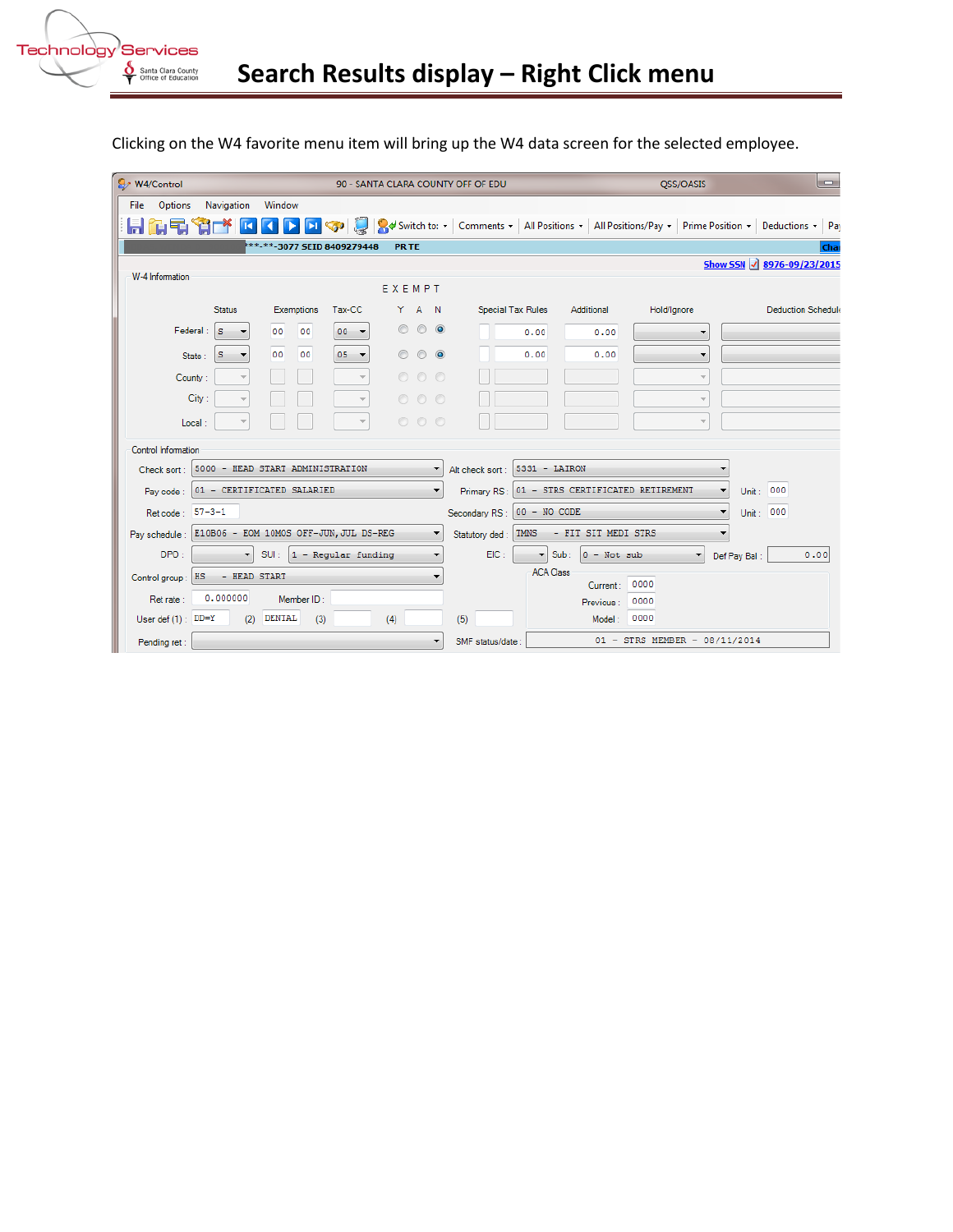# Search Results display – Right Click menu

Clicking on the W4 favorite menu item will bring up the W4 data screen for the selected employee.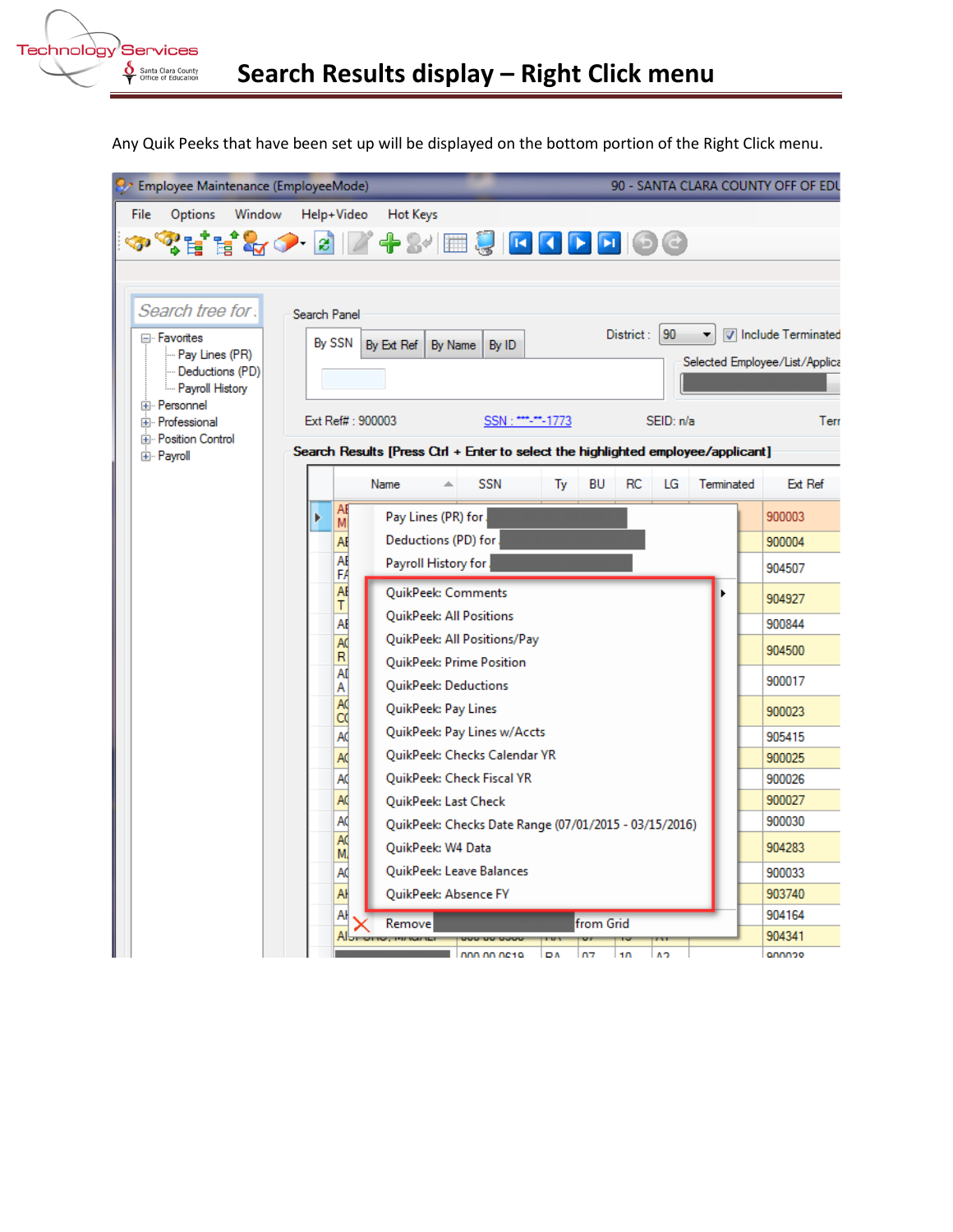# Search Results display – Right Click menu

Any Quik Peeks that have been set up will be displayed on the bottom portion of the Right Click menu.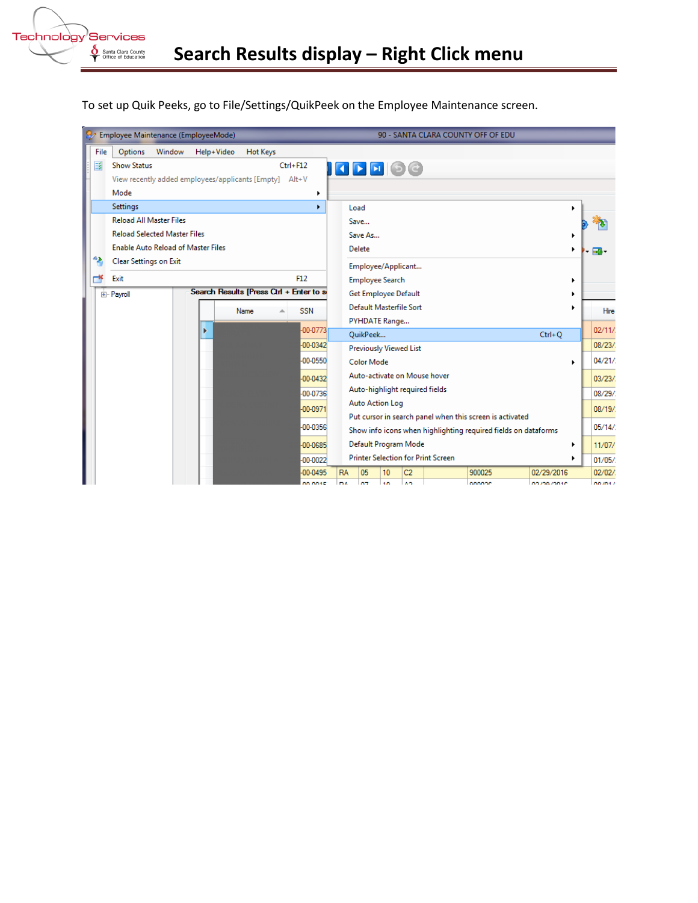# Search Results display – Right Click menu

To set up Quik Peeks, go to File/Settings/QuikPeek on the Employee Maintenance screen.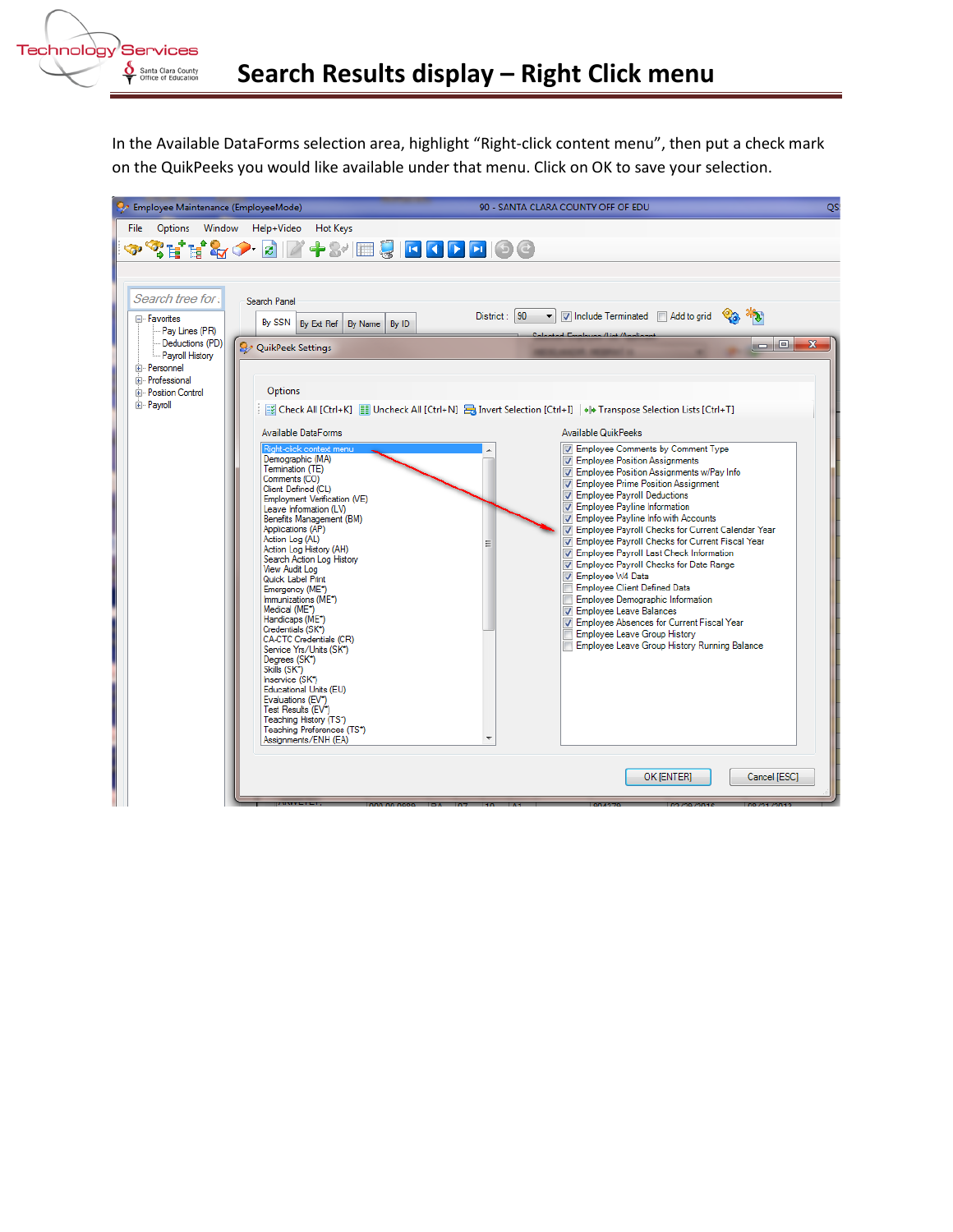# Search Results display – Right Click menu

In the Available DataForms selection area, highlight "Right-click content menu", then put a check mark on the QuikPeeks you would like available under that menu. Click on OK to save your selection.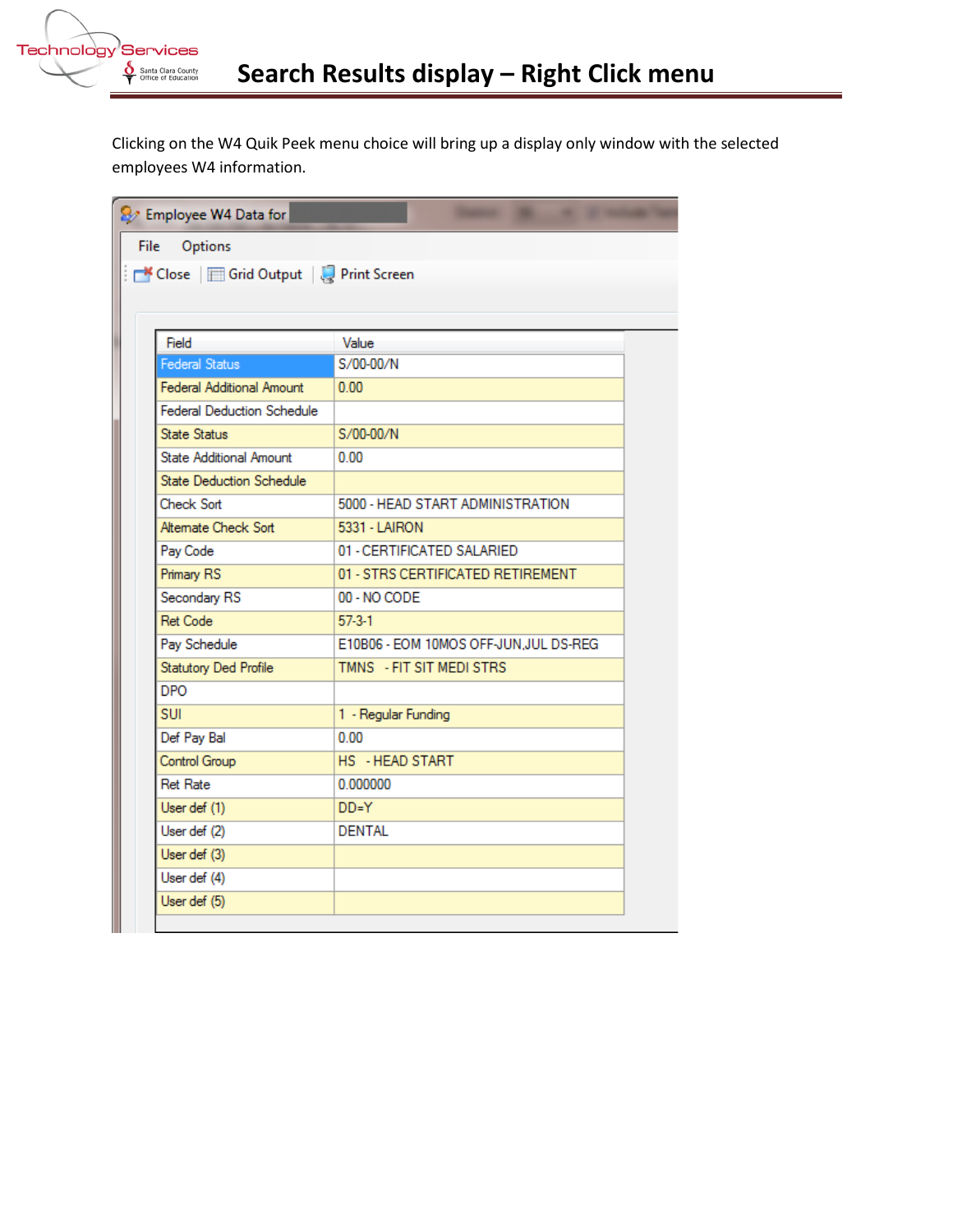# Search Results display – Right Click menu

Clicking on the W4 Quik Peek menu choice will bring up a display only window with the selected employees W4 information.

Employee W4 Data for

File Options

Close | Grid Output | Print Screen

| Field | Value |
|---|---|
| Federal Status | S/00-00/N |
| Federal Additional Amount | 0.00 |
| Federal Deduction Schedule | |
| State Status | S/00-00/N |
| State Additional Amount | 0.00 |
| State Deduction Schedule | |
| Check Sort | 5000 - HEAD START ADMINISTRATION |
| Alternate Check Sort | 5331 - LAIRON |
| Pay Code | 01 - CERTIFICATED SALARIED |
| Primary RS | 01 - STRS CERTIFICATED RETIREMENT |
| Secondary RS | 00 - NO CODE |
| Ret Code | 57-3-1 |
| Pay Schedule | E10B06 - EOM 10MOS OFF-JUN,JUL DS-REG |
| Statutory Ded Profile | TMNS - FIT SIT MEDI STRS |
| DPO | |
| SUI | 1 - Regular Funding |
| Def Pay Bal | 0.00 |
| Control Group | HS - HEAD START |
| Ret Rate | 0.000000 |
| User def (1) | DD=Y |
| User def (2) | DENTAL |
| User def (3) | |
| User def (4) | |
| User def (5) | |